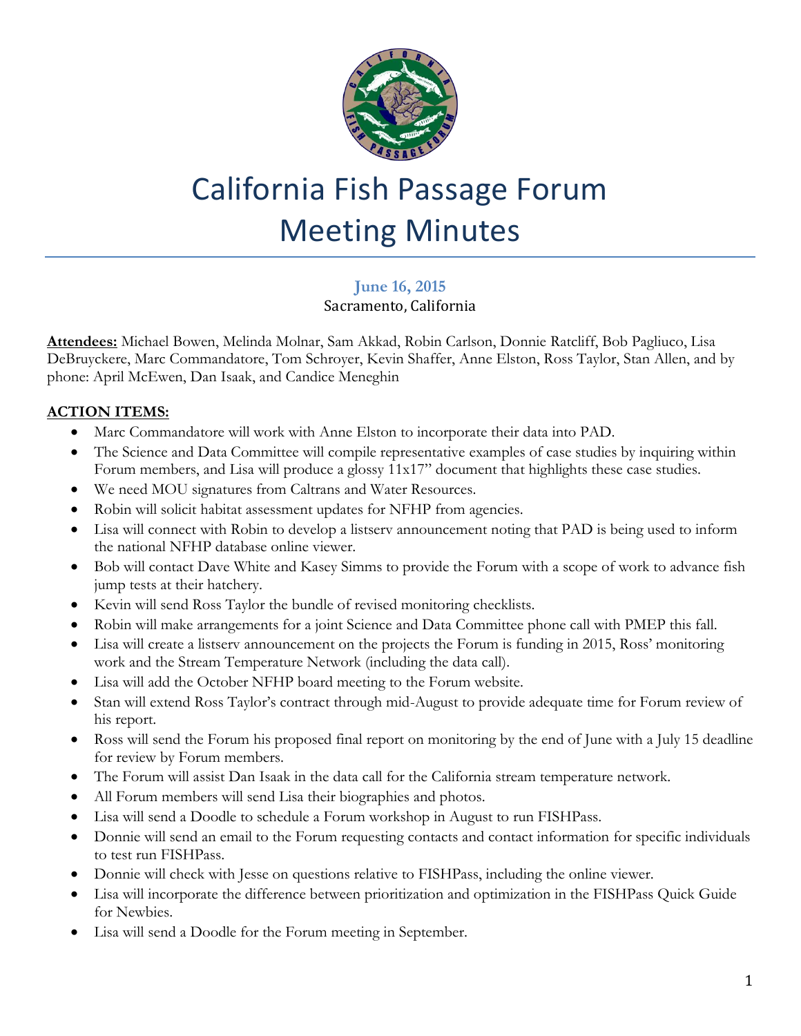# California Fish Passage Forum Meeting Minutes

**June 16, 2015**
Sacramento, California

**Attendees:** Michael Bowen, Melinda Molnar, Sam Akkad, Robin Carlson, Donnie Ratcliff, Bob Pagliuco, Lisa DeBruyckere, Marc Commandatore, Tom Schroyer, Kevin Shaffer, Anne Elston, Ross Taylor, Stan Allen, and by phone: April McEwen, Dan Isaak, and Candice Meneghin

## ACTION ITEMS:

- Marc Commandatore will work with Anne Elston to incorporate their data into PAD.
- The Science and Data Committee will compile representative examples of case studies by inquiring within Forum members, and Lisa will produce a glossy 11x17" document that highlights these case studies.
- We need MOU signatures from Caltrans and Water Resources.
- Robin will solicit habitat assessment updates for NFHP from agencies.
- Lisa will connect with Robin to develop a listserv announcement noting that PAD is being used to inform the national NFHP database online viewer.
- Bob will contact Dave White and Kasey Simms to provide the Forum with a scope of work to advance fish jump tests at their hatchery.
- Kevin will send Ross Taylor the bundle of revised monitoring checklists.
- Robin will make arrangements for a joint Science and Data Committee phone call with PMEP this fall.
- Lisa will create a listserv announcement on the projects the Forum is funding in 2015, Ross' monitoring work and the Stream Temperature Network (including the data call).
- Lisa will add the October NFHP board meeting to the Forum website.
- Stan will extend Ross Taylor's contract through mid-August to provide adequate time for Forum review of his report.
- Ross will send the Forum his proposed final report on monitoring by the end of June with a July 15 deadline for review by Forum members.
- The Forum will assist Dan Isaak in the data call for the California stream temperature network.
- All Forum members will send Lisa their biographies and photos.
- Lisa will send a Doodle to schedule a Forum workshop in August to run FISHPass.
- Donnie will send an email to the Forum requesting contacts and contact information for specific individuals to test run FISHPass.
- Donnie will check with Jesse on questions relative to FISHPass, including the online viewer.
- Lisa will incorporate the difference between prioritization and optimization in the FISHPass Quick Guide for Newbies.
- Lisa will send a Doodle for the Forum meeting in September.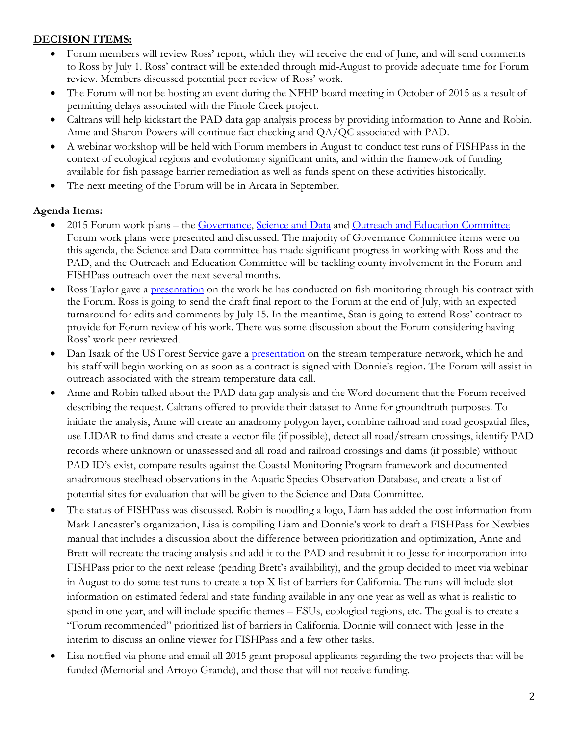**DECISION ITEMS:**

- Forum members will review Ross' report, which they will receive the end of June, and will send comments to Ross by July 1. Ross' contract will be extended through mid-August to provide adequate time for Forum review. Members discussed potential peer review of Ross' work.
- The Forum will not be hosting an event during the NFHP board meeting in October of 2015 as a result of permitting delays associated with the Pinole Creek project.
- Caltrans will help kickstart the PAD data gap analysis process by providing information to Anne and Robin. Anne and Sharon Powers will continue fact checking and QA/QC associated with PAD.
- A webinar workshop will be held with Forum members in August to conduct test runs of FISHPass in the context of ecological regions and evolutionary significant units, and within the framework of funding available for fish passage barrier remediation as well as funds spent on these activities historically.
- The next meeting of the Forum will be in Arcata in September.

**Agenda Items:**

- 2015 Forum work plans – the Governance, Science and Data and Outreach and Education Committee Forum work plans were presented and discussed. The majority of Governance Committee items were on this agenda, the Science and Data committee has made significant progress in working with Ross and the PAD, and the Outreach and Education Committee will be tackling county involvement in the Forum and FISHPass outreach over the next several months.
- Ross Taylor gave a presentation on the work he has conducted on fish monitoring through his contract with the Forum. Ross is going to send the draft final report to the Forum at the end of July, with an expected turnaround for edits and comments by July 15. In the meantime, Stan is going to extend Ross' contract to provide for Forum review of his work. There was some discussion about the Forum considering having Ross' work peer reviewed.
- Dan Isaak of the US Forest Service gave a presentation on the stream temperature network, which he and his staff will begin working on as soon as a contract is signed with Donnie's region. The Forum will assist in outreach associated with the stream temperature data call.
- Anne and Robin talked about the PAD data gap analysis and the Word document that the Forum received describing the request. Caltrans offered to provide their dataset to Anne for groundtruth purposes. To initiate the analysis, Anne will create an anadromy polygon layer, combine railroad and road geospatial files, use LIDAR to find dams and create a vector file (if possible), detect all road/stream crossings, identify PAD records where unknown or unassessed and all road and railroad crossings and dams (if possible) without PAD ID's exist, compare results against the Coastal Monitoring Program framework and documented anadromous steelhead observations in the Aquatic Species Observation Database, and create a list of potential sites for evaluation that will be given to the Science and Data Committee.
- The status of FISHPass was discussed. Robin is noodling a logo, Liam has added the cost information from Mark Lancaster's organization, Lisa is compiling Liam and Donnie's work to draft a FISHPass for Newbies manual that includes a discussion about the difference between prioritization and optimization, Anne and Brett will recreate the tracing analysis and add it to the PAD and resubmit it to Jesse for incorporation into FISHPass prior to the next release (pending Brett's availability), and the group decided to meet via webinar in August to do some test runs to create a top X list of barriers for California. The runs will include slot information on estimated federal and state funding available in any one year as well as what is realistic to spend in one year, and will include specific themes – ESUs, ecological regions, etc. The goal is to create a "Forum recommended" prioritized list of barriers in California. Donnie will connect with Jesse in the interim to discuss an online viewer for FISHPass and a few other tasks.
- Lisa notified via phone and email all 2015 grant proposal applicants regarding the two projects that will be funded (Memorial and Arroyo Grande), and those that will not receive funding.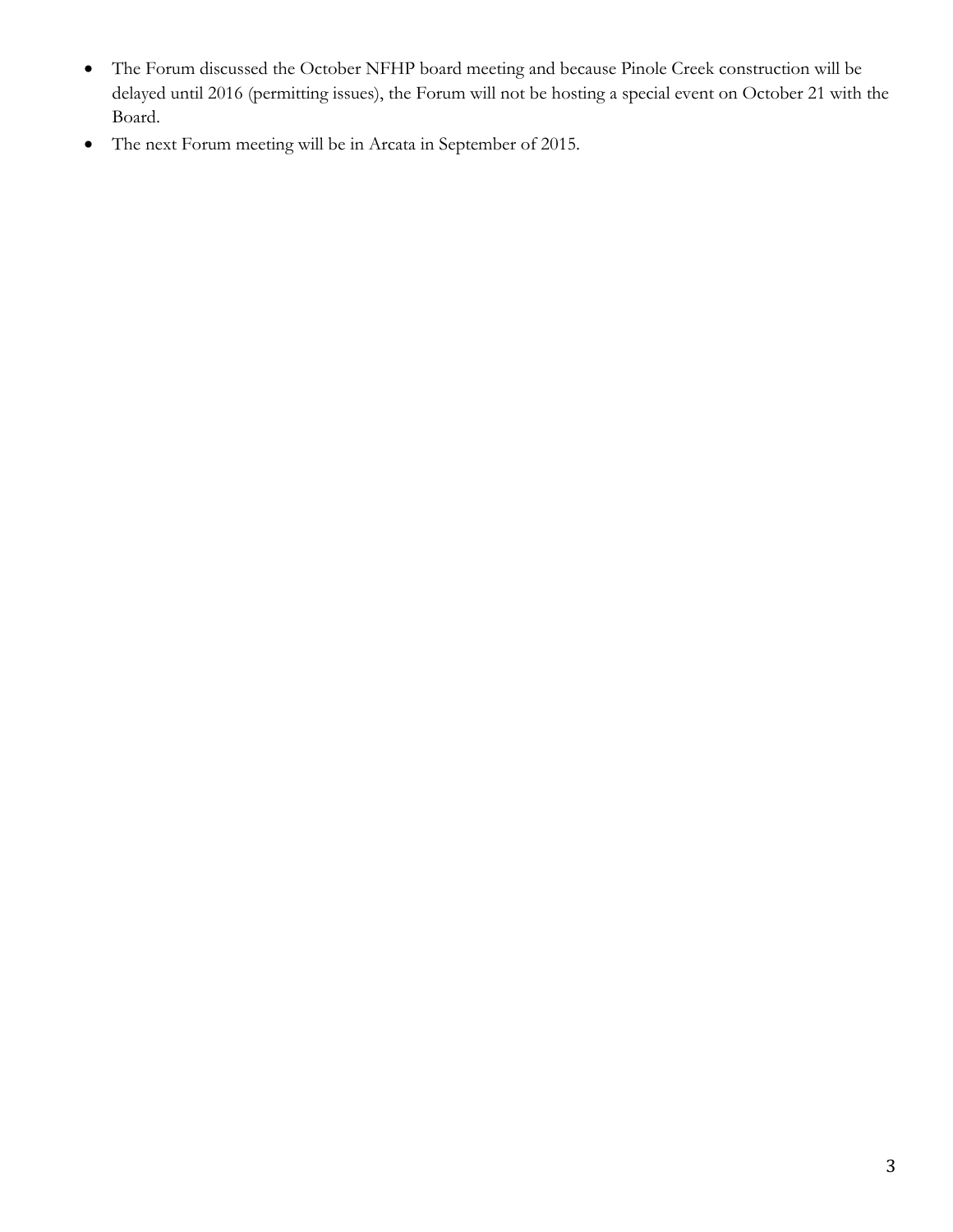- The Forum discussed the October NFHP board meeting and because Pinole Creek construction will be delayed until 2016 (permitting issues), the Forum will not be hosting a special event on October 21 with the Board.
- The next Forum meeting will be in Arcata in September of 2015.